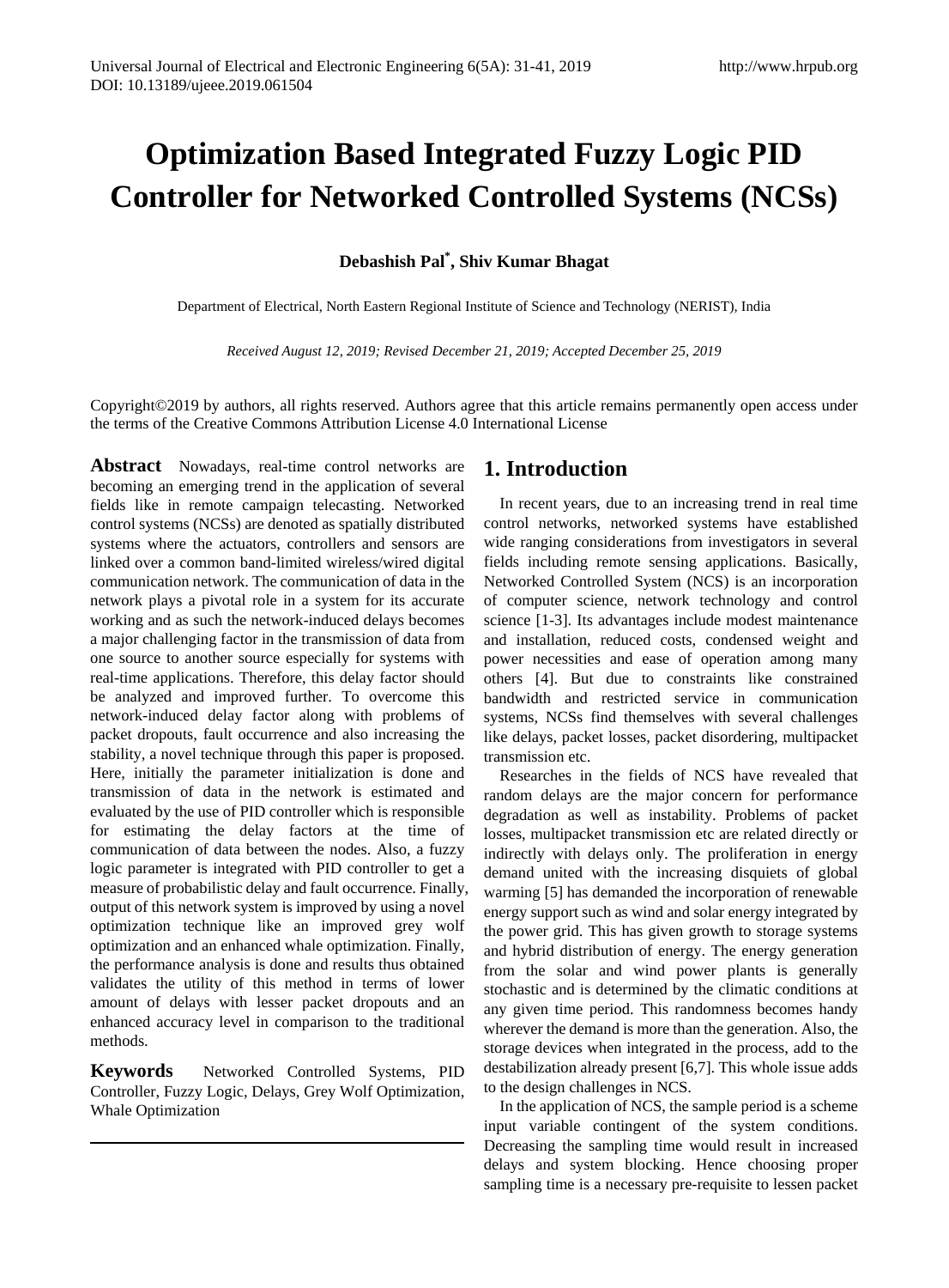# Optimization Based Integrated Fuzzy Logic PID Controller for Networked Controlled Systems (NCSs)

**Debashish Pal*, Shiv Kumar Bhagat**

Department of Electrical, North Eastern Regional Institute of Science and Technology (NERIST), India

*Received August 12, 2019; Revised December 21, 2019; Accepted December 25, 2019*

Copyright©2019 by authors, all rights reserved. Authors agree that this article remains permanently open access under the terms of the Creative Commons Attribution License 4.0 International License

**Abstract** Nowadays, real-time control networks are becoming an emerging trend in the application of several fields like in remote campaign telecasting. Networked control systems (NCSs) are denoted as spatially distributed systems where the actuators, controllers and sensors are linked over a common band-limited wireless/wired digital communication network. The communication of data in the network plays a pivotal role in a system for its accurate working and as such the network-induced delays becomes a major challenging factor in the transmission of data from one source to another source especially for systems with real-time applications. Therefore, this delay factor should be analyzed and improved further. To overcome this network-induced delay factor along with problems of packet dropouts, fault occurrence and also increasing the stability, a novel technique through this paper is proposed. Here, initially the parameter initialization is done and transmission of data in the network is estimated and evaluated by the use of PID controller which is responsible for estimating the delay factors at the time of communication of data between the nodes. Also, a fuzzy logic parameter is integrated with PID controller to get a measure of probabilistic delay and fault occurrence. Finally, output of this network system is improved by using a novel optimization technique like an improved grey wolf optimization and an enhanced whale optimization. Finally, the performance analysis is done and results thus obtained validates the utility of this method in terms of lower amount of delays with lesser packet dropouts and an enhanced accuracy level in comparison to the traditional methods.

**Keywords** Networked Controlled Systems, PID Controller, Fuzzy Logic, Delays, Grey Wolf Optimization, Whale Optimization

## 1. Introduction

In recent years, due to an increasing trend in real time control networks, networked systems have established wide ranging considerations from investigators in several fields including remote sensing applications. Basically, Networked Controlled System (NCS) is an incorporation of computer science, network technology and control science [1-3]. Its advantages include modest maintenance and installation, reduced costs, condensed weight and power necessities and ease of operation among many others [4]. But due to constraints like constrained bandwidth and restricted service in communication systems, NCSs find themselves with several challenges like delays, packet losses, packet disordering, multipacket transmission etc.

Researches in the fields of NCS have revealed that random delays are the major concern for performance degradation as well as instability. Problems of packet losses, multipacket transmission etc are related directly or indirectly with delays only. The proliferation in energy demand united with the increasing disquiets of global warming [5] has demanded the incorporation of renewable energy support such as wind and solar energy integrated by the power grid. This has given growth to storage systems and hybrid distribution of energy. The energy generation from the solar and wind power plants is generally stochastic and is determined by the climatic conditions at any given time period. This randomness becomes handy wherever the demand is more than the generation. Also, the storage devices when integrated in the process, add to the destabilization already present [6,7]. This whole issue adds to the design challenges in NCS.

In the application of NCS, the sample period is a scheme input variable contingent of the system conditions. Decreasing the sampling time would result in increased delays and system blocking. Hence choosing proper sampling time is a necessary pre-requisite to lessen packet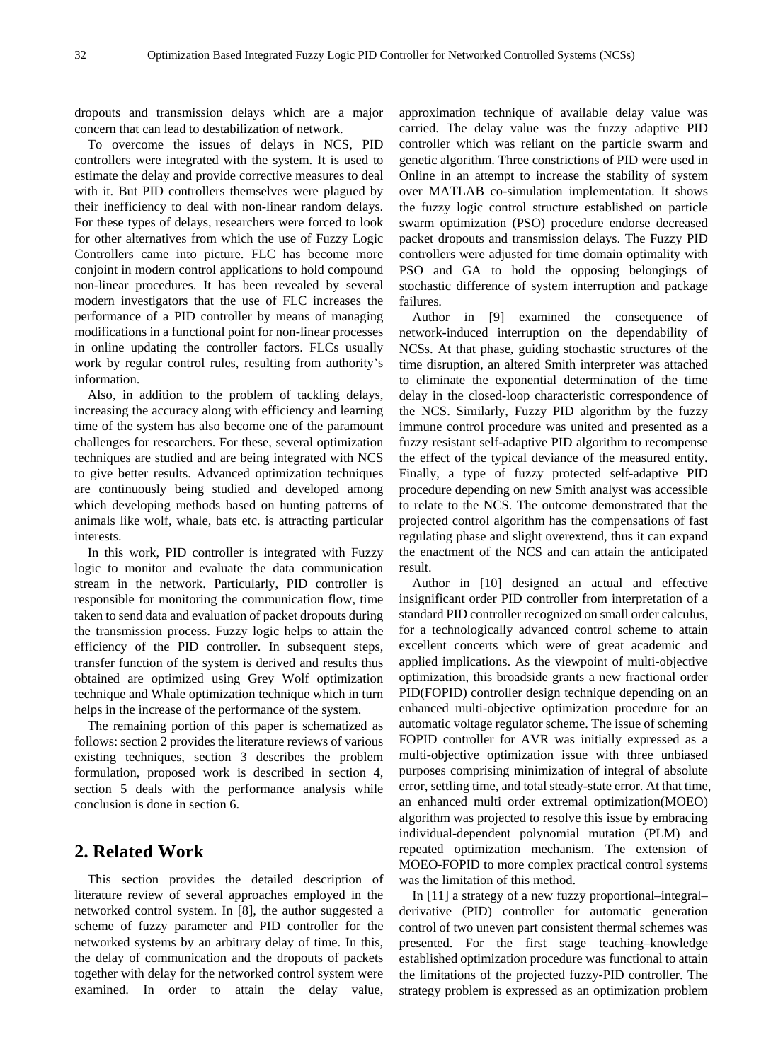dropouts and transmission delays which are a major concern that can lead to destabilization of network.

To overcome the issues of delays in NCS, PID controllers were integrated with the system. It is used to estimate the delay and provide corrective measures to deal with it. But PID controllers themselves were plagued by their inefficiency to deal with non-linear random delays. For these types of delays, researchers were forced to look for other alternatives from which the use of Fuzzy Logic Controllers came into picture. FLC has become more conjoint in modern control applications to hold compound non-linear procedures. It has been revealed by several modern investigators that the use of FLC increases the performance of a PID controller by means of managing modifications in a functional point for non-linear processes in online updating the controller factors. FLCs usually work by regular control rules, resulting from authority's information.

Also, in addition to the problem of tackling delays, increasing the accuracy along with efficiency and learning time of the system has also become one of the paramount challenges for researchers. For these, several optimization techniques are studied and are being integrated with NCS to give better results. Advanced optimization techniques are continuously being studied and developed among which developing methods based on hunting patterns of animals like wolf, whale, bats etc. is attracting particular interests.

In this work, PID controller is integrated with Fuzzy logic to monitor and evaluate the data communication stream in the network. Particularly, PID controller is responsible for monitoring the communication flow, time taken to send data and evaluation of packet dropouts during the transmission process. Fuzzy logic helps to attain the efficiency of the PID controller. In subsequent steps, transfer function of the system is derived and results thus obtained are optimized using Grey Wolf optimization technique and Whale optimization technique which in turn helps in the increase of the performance of the system.

The remaining portion of this paper is schematized as follows: section 2 provides the literature reviews of various existing techniques, section 3 describes the problem formulation, proposed work is described in section 4, section 5 deals with the performance analysis while conclusion is done in section 6.

## 2. Related Work

This section provides the detailed description of literature review of several approaches employed in the networked control system. In [8], the author suggested a scheme of fuzzy parameter and PID controller for the networked systems by an arbitrary delay of time. In this, the delay of communication and the dropouts of packets together with delay for the networked control system were examined. In order to attain the delay value, approximation technique of available delay value was carried. The delay value was the fuzzy adaptive PID controller which was reliant on the particle swarm and genetic algorithm. Three constrictions of PID were used in Online in an attempt to increase the stability of system over MATLAB co-simulation implementation. It shows the fuzzy logic control structure established on particle swarm optimization (PSO) procedure endorse decreased packet dropouts and transmission delays. The Fuzzy PID controllers were adjusted for time domain optimality with PSO and GA to hold the opposing belongings of stochastic difference of system interruption and package failures.

Author in [9] examined the consequence of network-induced interruption on the dependability of NCSs. At that phase, guiding stochastic structures of the time disruption, an altered Smith interpreter was attached to eliminate the exponential determination of the time delay in the closed-loop characteristic correspondence of the NCS. Similarly, Fuzzy PID algorithm by the fuzzy immune control procedure was united and presented as a fuzzy resistant self-adaptive PID algorithm to recompense the effect of the typical deviance of the measured entity. Finally, a type of fuzzy protected self-adaptive PID procedure depending on new Smith analyst was accessible to relate to the NCS. The outcome demonstrated that the projected control algorithm has the compensations of fast regulating phase and slight overextend, thus it can expand the enactment of the NCS and can attain the anticipated result.

Author in [10] designed an actual and effective insignificant order PID controller from interpretation of a standard PID controller recognized on small order calculus, for a technologically advanced control scheme to attain excellent concerts which were of great academic and applied implications. As the viewpoint of multi-objective optimization, this broadside grants a new fractional order PID(FOPID) controller design technique depending on an enhanced multi-objective optimization procedure for an automatic voltage regulator scheme. The issue of scheming FOPID controller for AVR was initially expressed as a multi-objective optimization issue with three unbiased purposes comprising minimization of integral of absolute error, settling time, and total steady-state error. At that time, an enhanced multi order extremal optimization(MOEO) algorithm was projected to resolve this issue by embracing individual-dependent polynomial mutation (PLM) and repeated optimization mechanism. The extension of MOEO-FOPID to more complex practical control systems was the limitation of this method.

In [11] a strategy of a new fuzzy proportional–integral–derivative (PID) controller for automatic generation control of two uneven part consistent thermal schemes was presented. For the first stage teaching–knowledge established optimization procedure was functional to attain the limitations of the projected fuzzy-PID controller. The strategy problem is expressed as an optimization problem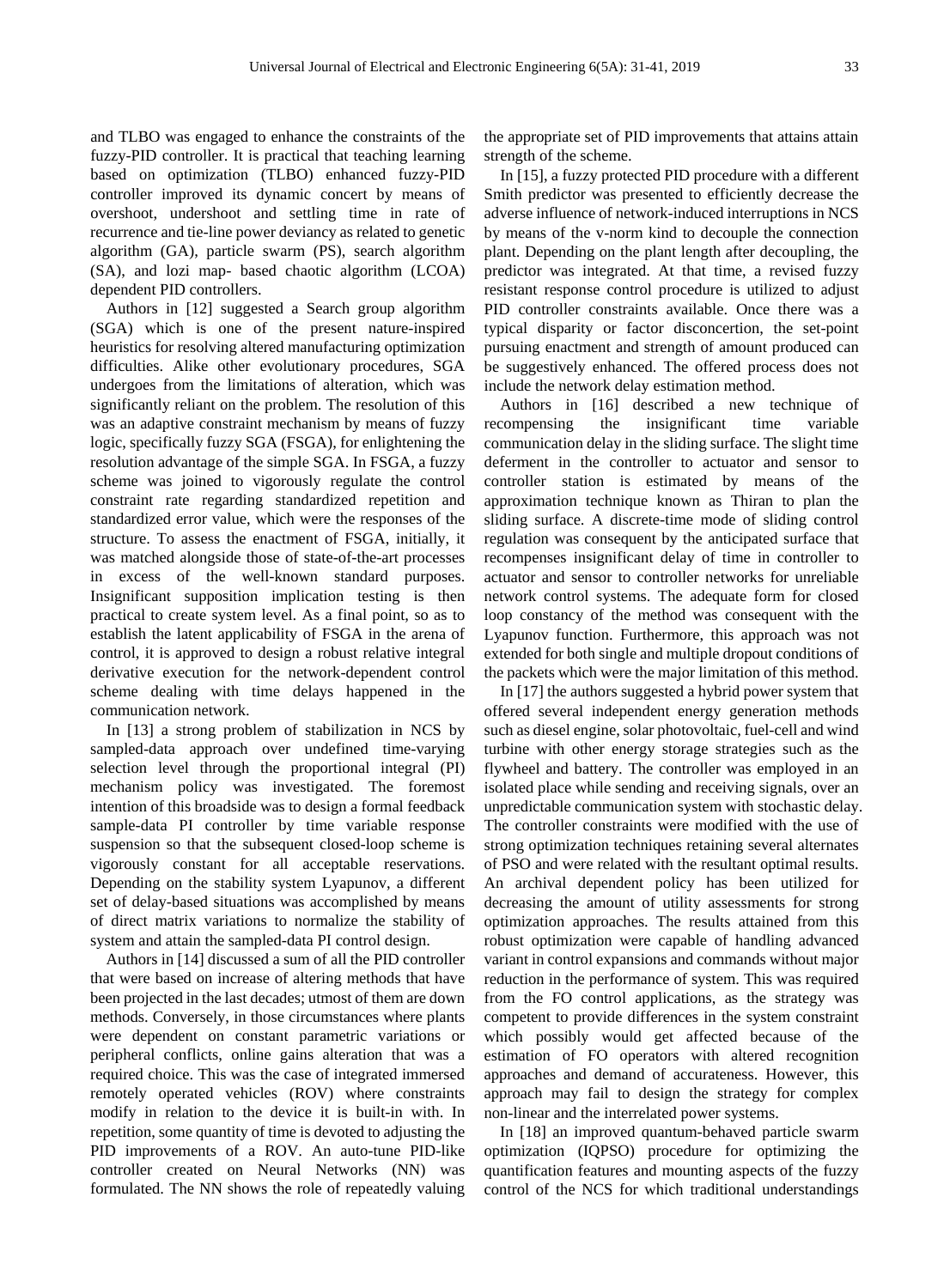and TLBO was engaged to enhance the constraints of the fuzzy-PID controller. It is practical that teaching learning based on optimization (TLBO) enhanced fuzzy-PID controller improved its dynamic concert by means of overshoot, undershoot and settling time in rate of recurrence and tie-line power deviancy as related to genetic algorithm (GA), particle swarm (PS), search algorithm (SA), and lozi map- based chaotic algorithm (LCOA) dependent PID controllers.

Authors in [12] suggested a Search group algorithm (SGA) which is one of the present nature-inspired heuristics for resolving altered manufacturing optimization difficulties. Alike other evolutionary procedures, SGA undergoes from the limitations of alteration, which was significantly reliant on the problem. The resolution of this was an adaptive constraint mechanism by means of fuzzy logic, specifically fuzzy SGA (FSGA), for enlightening the resolution advantage of the simple SGA. In FSGA, a fuzzy scheme was joined to vigorously regulate the control constraint rate regarding standardized repetition and standardized error value, which were the responses of the structure. To assess the enactment of FSGA, initially, it was matched alongside those of state-of-the-art processes in excess of the well-known standard purposes. Insignificant supposition implication testing is then practical to create system level. As a final point, so as to establish the latent applicability of FSGA in the arena of control, it is approved to design a robust relative integral derivative execution for the network-dependent control scheme dealing with time delays happened in the communication network.

In [13] a strong problem of stabilization in NCS by sampled-data approach over undefined time-varying selection level through the proportional integral (PI) mechanism policy was investigated. The foremost intention of this broadside was to design a formal feedback sample-data PI controller by time variable response suspension so that the subsequent closed-loop scheme is vigorously constant for all acceptable reservations. Depending on the stability system Lyapunov, a different set of delay-based situations was accomplished by means of direct matrix variations to normalize the stability of system and attain the sampled-data PI control design.

Authors in [14] discussed a sum of all the PID controller that were based on increase of altering methods that have been projected in the last decades; utmost of them are down methods. Conversely, in those circumstances where plants were dependent on constant parametric variations or peripheral conflicts, online gains alteration that was a required choice. This was the case of integrated immersed remotely operated vehicles (ROV) where constraints modify in relation to the device it is built-in with. In repetition, some quantity of time is devoted to adjusting the PID improvements of a ROV. An auto-tune PID-like controller created on Neural Networks (NN) was formulated. The NN shows the role of repeatedly valuing the appropriate set of PID improvements that attains attain strength of the scheme.

In [15], a fuzzy protected PID procedure with a different Smith predictor was presented to efficiently decrease the adverse influence of network-induced interruptions in NCS by means of the v-norm kind to decouple the connection plant. Depending on the plant length after decoupling, the predictor was integrated. At that time, a revised fuzzy resistant response control procedure is utilized to adjust PID controller constraints available. Once there was a typical disparity or factor disconcertion, the set-point pursuing enactment and strength of amount produced can be suggestively enhanced. The offered process does not include the network delay estimation method.

Authors in [16] described a new technique of recompensing the insignificant time variable communication delay in the sliding surface. The slight time deferment in the controller to actuator and sensor to controller station is estimated by means of the approximation technique known as Thiran to plan the sliding surface. A discrete-time mode of sliding control regulation was consequent by the anticipated surface that recompenses insignificant delay of time in controller to actuator and sensor to controller networks for unreliable network control systems. The adequate form for closed loop constancy of the method was consequent with the Lyapunov function. Furthermore, this approach was not extended for both single and multiple dropout conditions of the packets which were the major limitation of this method.

In [17] the authors suggested a hybrid power system that offered several independent energy generation methods such as diesel engine, solar photovoltaic, fuel-cell and wind turbine with other energy storage strategies such as the flywheel and battery. The controller was employed in an isolated place while sending and receiving signals, over an unpredictable communication system with stochastic delay. The controller constraints were modified with the use of strong optimization techniques retaining several alternates of PSO and were related with the resultant optimal results. An archival dependent policy has been utilized for decreasing the amount of utility assessments for strong optimization approaches. The results attained from this robust optimization were capable of handling advanced variant in control expansions and commands without major reduction in the performance of system. This was required from the FO control applications, as the strategy was competent to provide differences in the system constraint which possibly would get affected because of the estimation of FO operators with altered recognition approaches and demand of accurateness. However, this approach may fail to design the strategy for complex non-linear and the interrelated power systems.

In [18] an improved quantum-behaved particle swarm optimization (IQPSO) procedure for optimizing the quantification features and mounting aspects of the fuzzy control of the NCS for which traditional understandings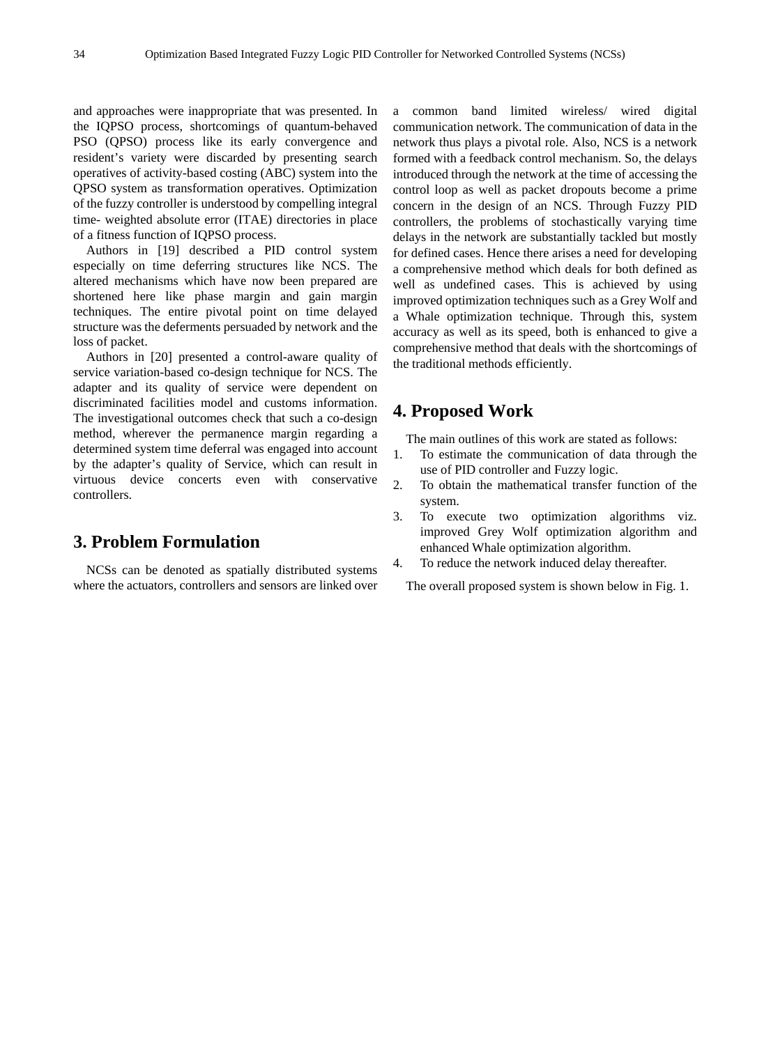and approaches were inappropriate that was presented. In the IQPSO process, shortcomings of quantum-behaved PSO (QPSO) process like its early convergence and resident's variety were discarded by presenting search operatives of activity-based costing (ABC) system into the QPSO system as transformation operatives. Optimization of the fuzzy controller is understood by compelling integral time- weighted absolute error (ITAE) directories in place of a fitness function of IQPSO process.

Authors in [19] described a PID control system especially on time deferring structures like NCS. The altered mechanisms which have now been prepared are shortened here like phase margin and gain margin techniques. The entire pivotal point on time delayed structure was the deferments persuaded by network and the loss of packet.

Authors in [20] presented a control-aware quality of service variation-based co-design technique for NCS. The adapter and its quality of service were dependent on discriminated facilities model and customs information. The investigational outcomes check that such a co-design method, wherever the permanence margin regarding a determined system time deferral was engaged into account by the adapter's quality of Service, which can result in virtuous device concerts even with conservative controllers.

## 3. Problem Formulation

NCSs can be denoted as spatially distributed systems where the actuators, controllers and sensors are linked over a common band limited wireless/ wired digital communication network. The communication of data in the network thus plays a pivotal role. Also, NCS is a network formed with a feedback control mechanism. So, the delays introduced through the network at the time of accessing the control loop as well as packet dropouts become a prime concern in the design of an NCS. Through Fuzzy PID controllers, the problems of stochastically varying time delays in the network are substantially tackled but mostly for defined cases. Hence there arises a need for developing a comprehensive method which deals for both defined as well as undefined cases. This is achieved by using improved optimization techniques such as a Grey Wolf and a Whale optimization technique. Through this, system accuracy as well as its speed, both is enhanced to give a comprehensive method that deals with the shortcomings of the traditional methods efficiently.

## 4. Proposed Work

The main outlines of this work are stated as follows:

1. To estimate the communication of data through the use of PID controller and Fuzzy logic.
2. To obtain the mathematical transfer function of the system.
3. To execute two optimization algorithms viz. improved Grey Wolf optimization algorithm and enhanced Whale optimization algorithm.
4. To reduce the network induced delay thereafter.

The overall proposed system is shown below in Fig. 1.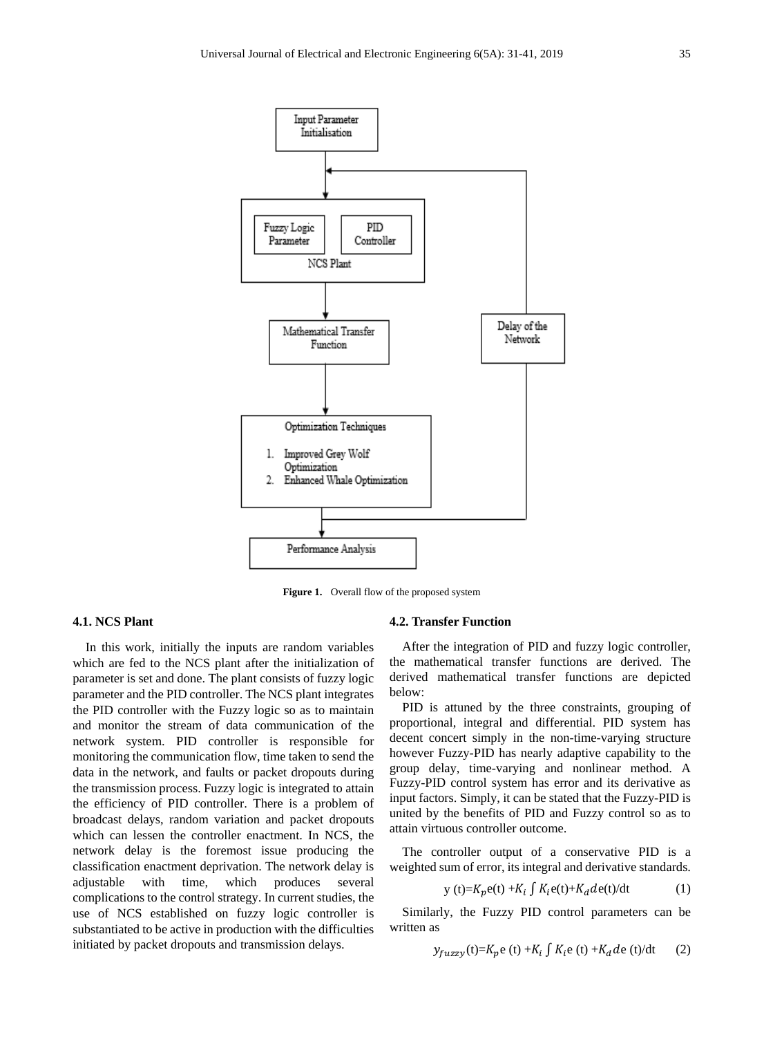Figure 1. Overall flow of the proposed system

### 4.1. NCS Plant

In this work, initially the inputs are random variables which are fed to the NCS plant after the initialization of parameter is set and done. The plant consists of fuzzy logic parameter and the PID controller. The NCS plant integrates the PID controller with the Fuzzy logic so as to maintain and monitor the stream of data communication of the network system. PID controller is responsible for monitoring the communication flow, time taken to send the data in the network, and faults or packet dropouts during the transmission process. Fuzzy logic is integrated to attain the efficiency of PID controller. There is a problem of broadcast delays, random variation and packet dropouts which can lessen the controller enactment. In NCS, the network delay is the foremost issue producing the classification enactment deprivation. The network delay is adjustable with time, which produces several complications to the control strategy. In current studies, the use of NCS established on fuzzy logic controller is substantiated to be active in production with the difficulties initiated by packet dropouts and transmission delays.

### 4.2. Transfer Function

After the integration of PID and fuzzy logic controller, the mathematical transfer functions are derived. The derived mathematical transfer functions are depicted below:

PID is attuned by the three constraints, grouping of proportional, integral and differential. PID system has decent concert simply in the non-time-varying structure however Fuzzy-PID has nearly adaptive capability to the group delay, time-varying and nonlinear method. A Fuzzy-PID control system has error and its derivative as input factors. Simply, it can be stated that the Fuzzy-PID is united by the benefits of PID and Fuzzy control so as to attain virtuous controller outcome.

The controller output of a conservative PID is a weighted sum of error, its integral and derivative standards.

$$y(t)=K_p e(t)+K_i \int K_i e(t)+K_d d e(t)/dt \quad (1)$$

Similarly, the Fuzzy PID control parameters can be written as

$$y_{fuzzy}(t)=K_p e(t)+K_i \int K_i e(t)+K_d d e(t)/dt \quad (2)$$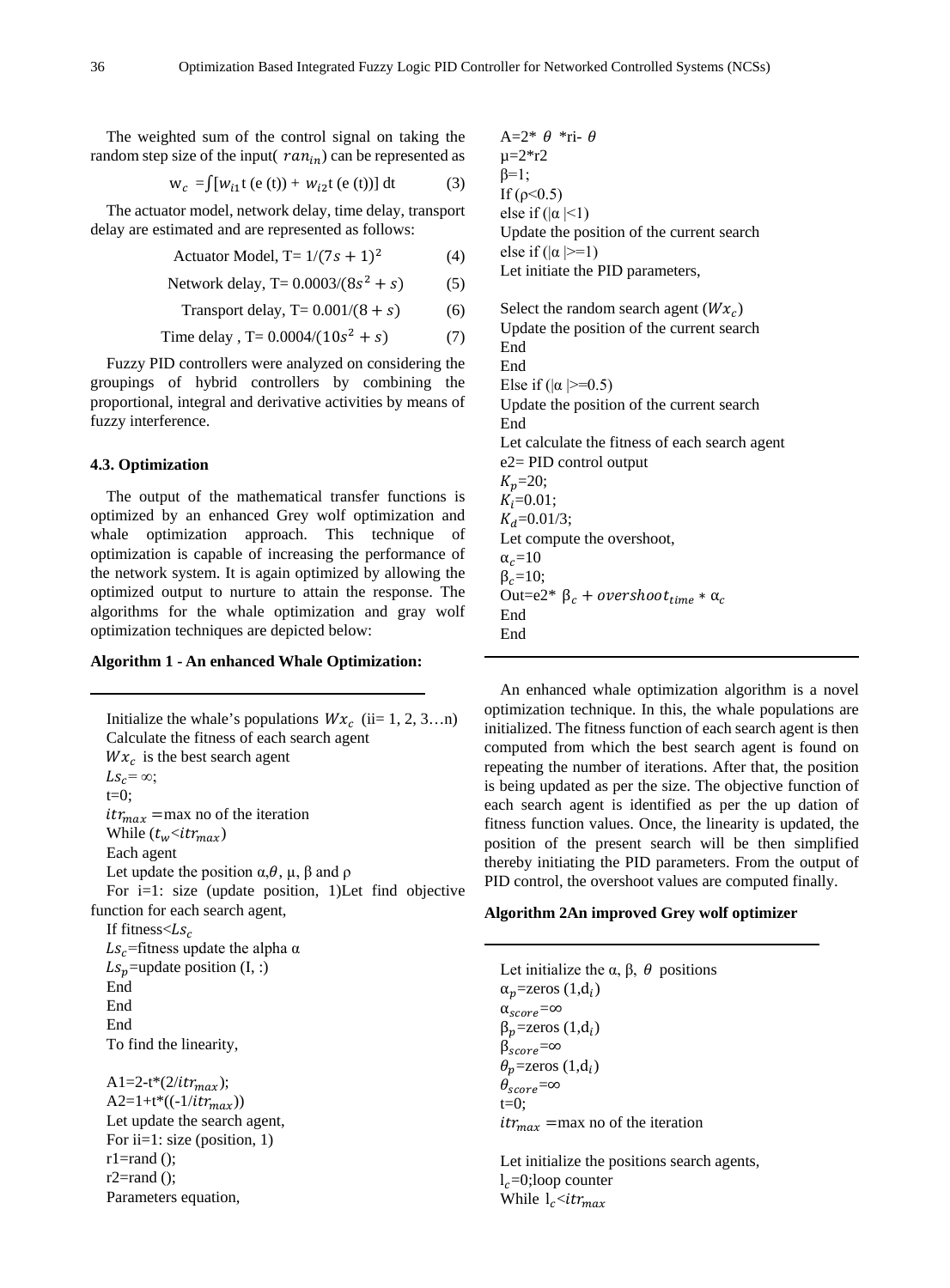The weighted sum of the control signal on taking the random step size of the input( $ran_{in}$) can be represented as

$$w_c = \int [w_{i1} t\,(e\,(t)) + w_{i2} t\,(e\,(t))]\,dt \quad (3)$$

The actuator model, network delay, time delay, transport delay are estimated and are represented as follows:

$$\text{Actuator Model, } T = 1/(7s+1)^2 \quad (4)$$

$$\text{Network delay, } T = 0.0003/(8s^2+s) \quad (5)$$

$$\text{Transport delay, } T = 0.001/(8+s) \quad (6)$$

$$\text{Time delay , } T = 0.0004/(10s^2+s) \quad (7)$$

Fuzzy PID controllers were analyzed on considering the groupings of hybrid controllers by combining the proportional, integral and derivative activities by means of fuzzy interference.

### 4.3. Optimization

The output of the mathematical transfer functions is optimized by an enhanced Grey wolf optimization and whale optimization approach. This technique of optimization is capable of increasing the performance of the network system. It is again optimized by allowing the optimized output to nurture to attain the response. The algorithms for the whale optimization and gray wolf optimization techniques are depicted below:

**Algorithm 1 - An enhanced Whale Optimization:**

```
Initialize the whale's populations Wx_c (ii= 1, 2, 3…n)
Calculate the fitness of each search agent
Wx_c is the best search agent
Ls_c= ∞;
t=0;
itr_max =max no of the iteration
While (t_w<itr_max)
Each agent
Let update the position α,θ, μ, β and ρ
For i=1: size (update position, 1)Let find objective function for each search agent,
If fitness<Ls_c
Ls_c=fitness update the alpha α
Ls_p=update position (I, :)
End
End
End
To find the linearity,

A1=2-t*(2/itr_max);
A2=1+t*((-1/itr_max))
Let update the search agent,
For ii=1: size (position, 1)
r1=rand ();
r2=rand ();
Parameters equation,
A=2* θ *ri- θ
μ=2*r2
β=1;
If (ρ<0.5)
else if (|α |<1)
Update the position of the current search
else if (|α |>=1)
Let initiate the PID parameters,

Select the random search agent (Wx_c)
Update the position of the current search
End
End
Else if (|α |>=0.5)
Update the position of the current search
End
Let calculate the fitness of each search agent
e2= PID control output
K_p=20;
K_i=0.01;
K_d=0.01/3;
Let compute the overshoot,
α_c=10
β_c=10;
Out=e2* β_c + overshoot_time * α_c
End
End
```

An enhanced whale optimization algorithm is a novel optimization technique. In this, the whale populations are initialized. The fitness function of each search agent is then computed from which the best search agent is found on repeating the number of iterations. After that, the position is being updated as per the size. The objective function of each search agent is identified as per the up dation of fitness function values. Once, the linearity is updated, the position of the present search will be then simplified thereby initiating the PID parameters. From the output of PID control, the overshoot values are computed finally.

**Algorithm 2An improved Grey wolf optimizer**

```
Let initialize the α, β, θ positions
α_p=zeros (1,d_i)
α_score=∞
β_p=zeros (1,d_i)
β_score=∞
θ_p=zeros (1,d_i)
θ_score=∞
t=0;
itr_max =max no of the iteration

Let initialize the positions search agents,
l_c=0;loop counter
While l_c<itr_max
```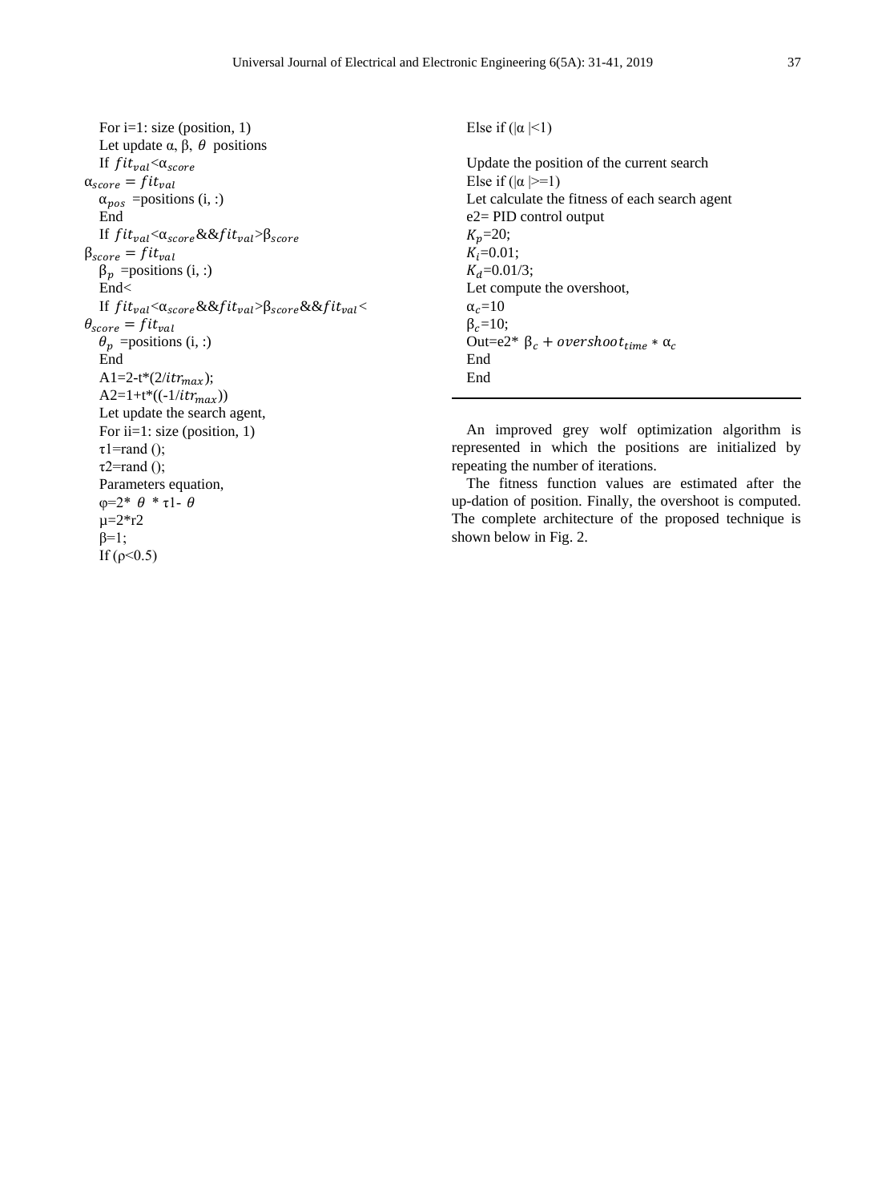```
For i=1: size (position, 1)
Let update α, β, θ positions
If fit_val<α_score
α_score = fit_val
α_pos =positions (i, :)
End
If fit_val<α_score&&fit_val>β_score
β_score = fit_val
β_p =positions (i, :)
End<
If fit_val<α_score&&fit_val>β_score&&fit_val<
θ_score = fit_val
θ_p =positions (i, :)
End
A1=2-t*(2/itr_max);
A2=1+t*((-1/itr_max))
Let update the search agent,
For ii=1: size (position, 1)
τ1=rand ();
τ2=rand ();
Parameters equation,
φ=2* θ * τ1- θ
μ=2*r2
β=1;
If (ρ<0.5)
Else if (|α |<1)

Update the position of the current search
Else if (|α |>=1)
Let calculate the fitness of each search agent
e2= PID control output
K_p=20;
K_i=0.01;
K_d=0.01/3;
Let compute the overshoot,
α_c=10
β_c=10;
Out=e2* β_c + overshoot_time * α_c
End
End
```

An improved grey wolf optimization algorithm is represented in which the positions are initialized by repeating the number of iterations.

The fitness function values are estimated after the up-dation of position. Finally, the overshoot is computed. The complete architecture of the proposed technique is shown below in Fig. 2.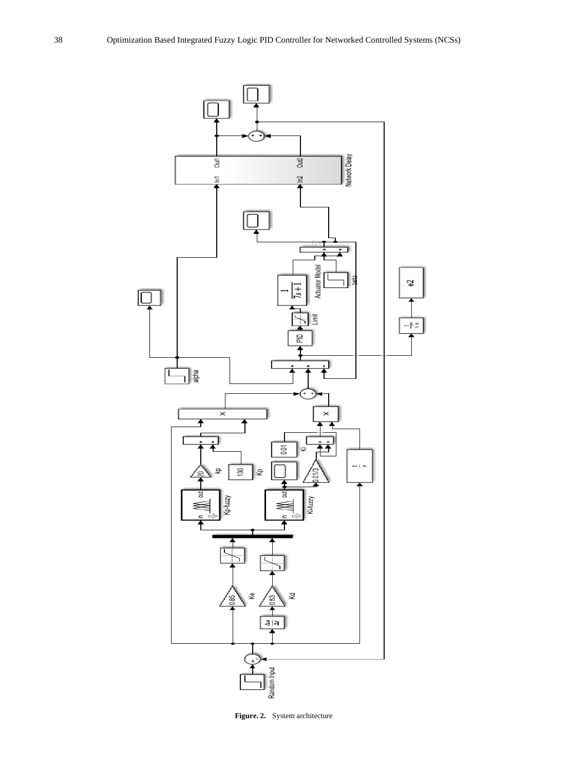Figure. 2. System architecture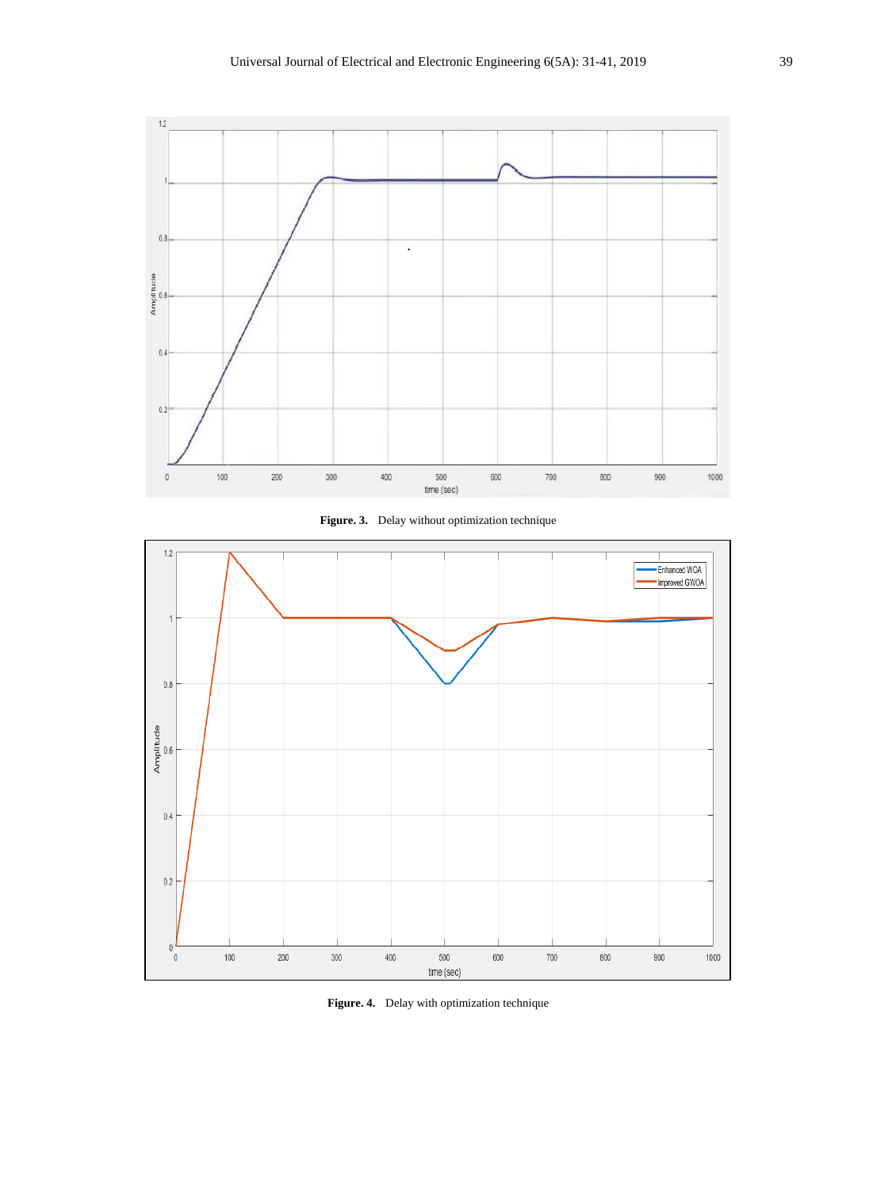**Figure. 3.** Delay without optimization technique

**Figure. 4.** Delay with optimization technique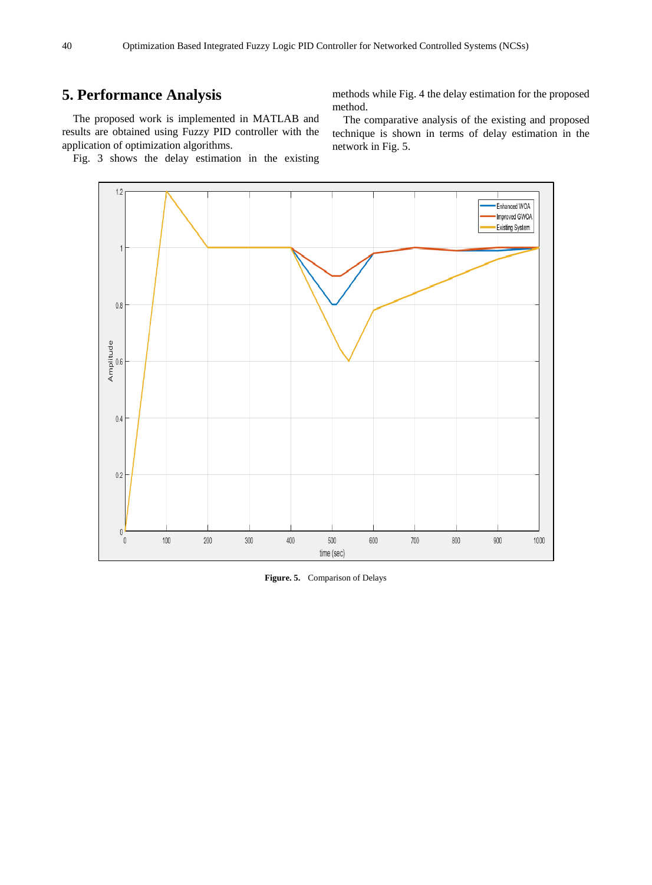## 5. Performance Analysis

The proposed work is implemented in MATLAB and results are obtained using Fuzzy PID controller with the application of optimization algorithms.

Fig. 3 shows the delay estimation in the existing methods while Fig. 4 the delay estimation for the proposed method.

The comparative analysis of the existing and proposed technique is shown in terms of delay estimation in the network in Fig. 5.

**Figure. 5.** Comparison of Delays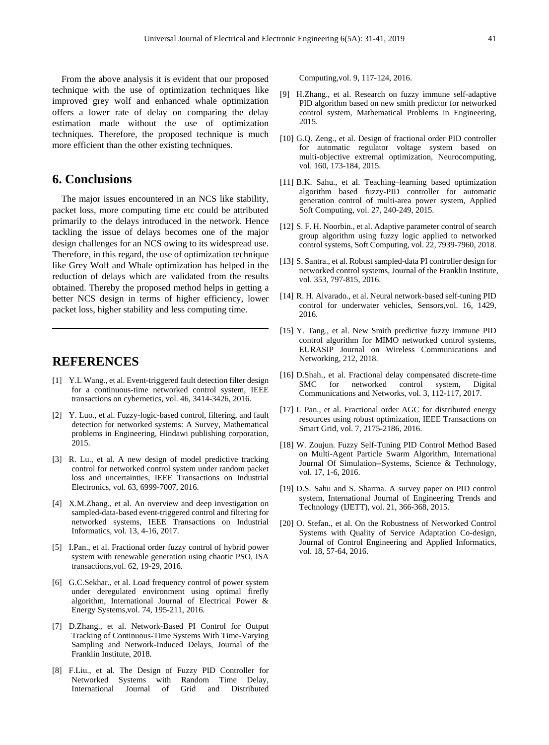From the above analysis it is evident that our proposed technique with the use of optimization techniques like improved grey wolf and enhanced whale optimization offers a lower rate of delay on comparing the delay estimation made without the use of optimization techniques. Therefore, the proposed technique is much more efficient than the other existing techniques.

## 6. Conclusions

The major issues encountered in an NCS like stability, packet loss, more computing time etc could be attributed primarily to the delays introduced in the network. Hence tackling the issue of delays becomes one of the major design challenges for an NCS owing to its widespread use. Therefore, in this regard, the use of optimization technique like Grey Wolf and Whale optimization has helped in the reduction of delays which are validated from the results obtained. Thereby the proposed method helps in getting a better NCS design in terms of higher efficiency, lower packet loss, higher stability and less computing time.

---

# REFERENCES

[1] Y.L Wang., et al. Event-triggered fault detection filter design for a continuous-time networked control system, IEEE transactions on cybernetics, vol. 46, 3414-3426, 2016.

[2] Y. Luo., et al. Fuzzy-logic-based control, filtering, and fault detection for networked systems: A Survey, Mathematical problems in Engineering, Hindawi publishing corporation, 2015.

[3] R. Lu., et al. A new design of model predictive tracking control for networked control system under random packet loss and uncertainties, IEEE Transactions on Industrial Electronics, vol. 63, 6999-7007, 2016.

[4] X.M.Zhang., et al. An overview and deep investigation on sampled-data-based event-triggered control and filtering for networked systems, IEEE Transactions on Industrial Informatics, vol. 13, 4-16, 2017.

[5] I.Pan., et al. Fractional order fuzzy control of hybrid power system with renewable generation using chaotic PSO, ISA transactions,vol. 62, 19-29, 2016.

[6] G.C.Sekhar., et al. Load frequency control of power system under deregulated environment using optimal firefly algorithm, International Journal of Electrical Power & Energy Systems,vol. 74, 195-211, 2016.

[7] D.Zhang., et al. Network-Based PI Control for Output Tracking of Continuous-Time Systems With Time-Varying Sampling and Network-Induced Delays, Journal of the Franklin Institute, 2018.

[8] F.Liu., et al. The Design of Fuzzy PID Controller for Networked Systems with Random Time Delay, International Journal of Grid and Distributed Computing,vol. 9, 117-124, 2016.

[9] H.Zhang., et al. Research on fuzzy immune self-adaptive PID algorithm based on new smith predictor for networked control system, Mathematical Problems in Engineering, 2015.

[10] G.Q. Zeng., et al. Design of fractional order PID controller for automatic regulator voltage system based on multi-objective extremal optimization, Neurocomputing, vol. 160, 173-184, 2015.

[11] B.K. Sahu., et al. Teaching–learning based optimization algorithm based fuzzy-PID controller for automatic generation control of multi-area power system, Applied Soft Computing, vol. 27, 240-249, 2015.

[12] S. F. H. Noorbin., et al. Adaptive parameter control of search group algorithm using fuzzy logic applied to networked control systems, Soft Computing, vol. 22, 7939-7960, 2018.

[13] S. Santra., et al. Robust sampled-data PI controller design for networked control systems, Journal of the Franklin Institute, vol. 353, 797-815, 2016.

[14] R. H. Alvarado., et al. Neural network-based self-tuning PID control for underwater vehicles, Sensors,vol. 16, 1429, 2016.

[15] Y. Tang., et al. New Smith predictive fuzzy immune PID control algorithm for MIMO networked control systems, EURASIP Journal on Wireless Communications and Networking, 212, 2018.

[16] D.Shah., et al. Fractional delay compensated discrete-time SMC for networked control system, Digital Communications and Networks, vol. 3, 112-117, 2017.

[17] I. Pan., et al. Fractional order AGC for distributed energy resources using robust optimization, IEEE Transactions on Smart Grid, vol. 7, 2175-2186, 2016.

[18] W. Zoujun. Fuzzy Self-Tuning PID Control Method Based on Multi-Agent Particle Swarm Algorithm, International Journal Of Simulation--Systems, Science & Technology, vol. 17, 1-6, 2016.

[19] D.S. Sahu and S. Sharma. A survey paper on PID control system, International Journal of Engineering Trends and Technology (IJETT), vol. 21, 366-368, 2015.

[20] O. Stefan., et al. On the Robustness of Networked Control Systems with Quality of Service Adaptation Co-design, Journal of Control Engineering and Applied Informatics, vol. 18, 57-64, 2016.